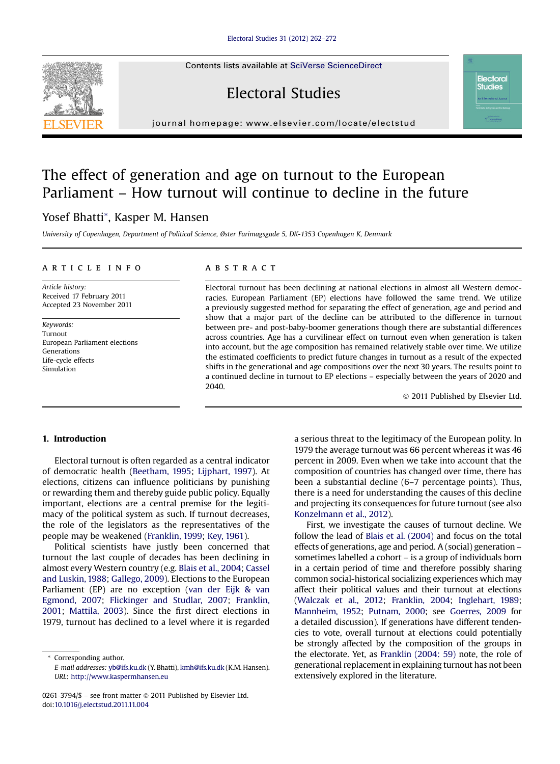# The effect of generation and age on turnout to the European Parliament – How turnout will continue to decline in the future

Yosef Bhatti*, Kasper M. Hansen

*University of Copenhagen, Department of Political Science, Øster Farimagsgade 5, DK-1353 Copenhagen K, Denmark*

## ARTICLE INFO

*Article history:*
Received 17 February 2011
Accepted 23 November 2011

*Keywords:*
Turnout
European Parliament elections
Generations
Life-cycle effects
Simulation

## ABSTRACT

Electoral turnout has been declining at national elections in almost all Western democracies. European Parliament (EP) elections have followed the same trend. We utilize a previously suggested method for separating the effect of generation, age and period and show that a major part of the decline can be attributed to the difference in turnout between pre- and post-baby-boomer generations though there are substantial differences across countries. Age has a curvilinear effect on turnout even when generation is taken into account, but the age composition has remained relatively stable over time. We utilize the estimated coefficients to predict future changes in turnout as a result of the expected shifts in the generational and age compositions over the next 30 years. The results point to a continued decline in turnout to EP elections – especially between the years of 2020 and 2040.

© 2011 Published by Elsevier Ltd.

## 1. Introduction

Electoral turnout is often regarded as a central indicator of democratic health (Beetham, 1995; Lijphart, 1997). At elections, citizens can influence politicians by punishing or rewarding them and thereby guide public policy. Equally important, elections are a central premise for the legitimacy of the political system as such. If turnout decreases, the role of the legislators as the representatives of the people may be weakened (Franklin, 1999; Key, 1961).

Political scientists have justly been concerned that turnout the last couple of decades has been declining in almost every Western country (e.g. Blais et al., 2004; Cassel and Luskin, 1988; Gallego, 2009). Elections to the European Parliament (EP) are no exception (van der Eijk & van Egmond, 2007; Flickinger and Studlar, 2007; Franklin, 2001; Mattila, 2003). Since the first direct elections in 1979, turnout has declined to a level where it is regarded a serious threat to the legitimacy of the European polity. In 1979 the average turnout was 66 percent whereas it was 46 percent in 2009. Even when we take into account that the composition of countries has changed over time, there has been a substantial decline (6–7 percentage points). Thus, there is a need for understanding the causes of this decline and projecting its consequences for future turnout (see also Konzelmann et al., 2012).

First, we investigate the causes of turnout decline. We follow the lead of Blais et al. (2004) and focus on the total effects of generations, age and period. A (social) generation – sometimes labelled a cohort – is a group of individuals born in a certain period of time and therefore possibly sharing common social-historical socializing experiences which may affect their political values and their turnout at elections (Walczak et al., 2012; Franklin, 2004; Inglehart, 1989; Mannheim, 1952; Putnam, 2000; see Goerres, 2009 for a detailed discussion). If generations have different tendencies to vote, overall turnout at elections could potentially be strongly affected by the composition of the groups in the electorate. Yet, as Franklin (2004: 59) note, the role of generational replacement in explaining turnout has not been extensively explored in the literature.

* Corresponding author.
*E-mail addresses:* yb@ifs.ku.dk (Y. Bhatti), kmh@ifs.ku.dk (K.M. Hansen).
*URL:* http://www.kaspermhansen.eu

0261-3794/$ – see front matter © 2011 Published by Elsevier Ltd.
doi:10.1016/j.electstud.2011.11.004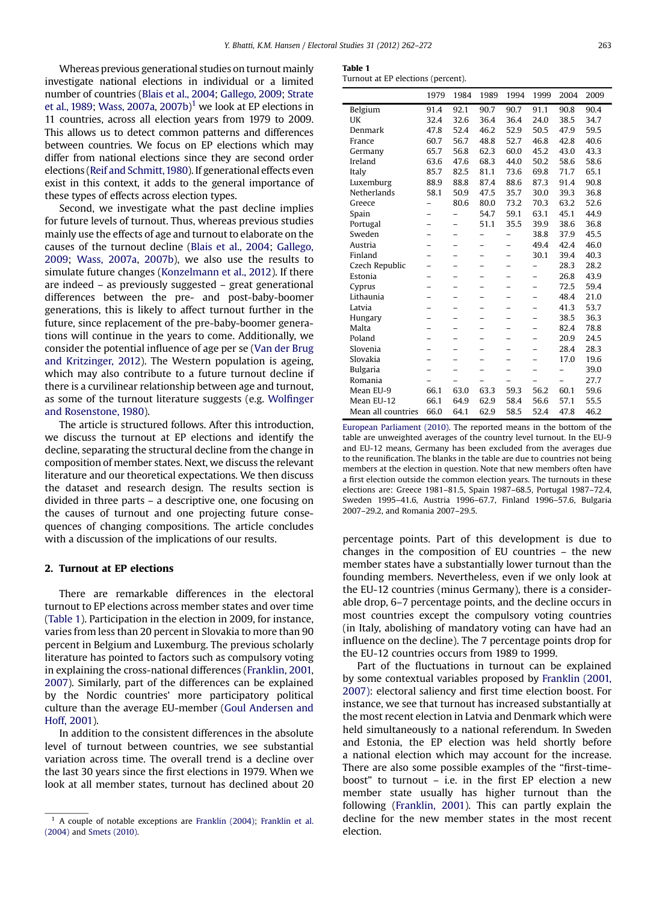Whereas previous generational studies on turnout mainly investigate national elections in individual or a limited number of countries (Blais et al., 2004; Gallego, 2009; Strate et al., 1989; Wass, 2007a, 2007b)[1] we look at EP elections in 11 countries, across all election years from 1979 to 2009. This allows us to detect common patterns and differences between countries. We focus on EP elections which may differ from national elections since they are second order elections (Reif and Schmitt, 1980). If generational effects even exist in this context, it adds to the general importance of these types of effects across election types.

Second, we investigate what the past decline implies for future levels of turnout. Thus, whereas previous studies mainly use the effects of age and turnout to elaborate on the causes of the turnout decline (Blais et al., 2004; Gallego, 2009; Wass, 2007a, 2007b), we also use the results to simulate future changes (Konzelmann et al., 2012). If there are indeed – as previously suggested – great generational differences between the pre- and post-baby-boomer generations, this is likely to affect turnout further in the future, since replacement of the pre-baby-boomer generations will continue in the years to come. Additionally, we consider the potential influence of age per se (Van der Brug and Kritzinger, 2012). The Western population is ageing, which may also contribute to a future turnout decline if there is a curvilinear relationship between age and turnout, as some of the turnout literature suggests (e.g. Wolfinger and Rosenstone, 1980).

The article is structured follows. After this introduction, we discuss the turnout at EP elections and identify the decline, separating the structural decline from the change in composition of member states. Next, we discuss the relevant literature and our theoretical expectations. We then discuss the dataset and research design. The results section is divided in three parts – a descriptive one, one focusing on the causes of turnout and one projecting future consequences of changing compositions. The article concludes with a discussion of the implications of our results.

## 2. Turnout at EP elections

There are remarkable differences in the electoral turnout to EP elections across member states and over time (Table 1). Participation in the election in 2009, for instance, varies from less than 20 percent in Slovakia to more than 90 percent in Belgium and Luxemburg. The previous scholarly literature has pointed to factors such as compulsory voting in explaining the cross-national differences (Franklin, 2001, 2007). Similarly, part of the differences can be explained by the Nordic countries' more participatory political culture than the average EU-member (Goul Andersen and Hoff, 2001).

In addition to the consistent differences in the absolute level of turnout between countries, we see substantial variation across time. The overall trend is a decline over the last 30 years since the first elections in 1979. When we look at all member states, turnout has declined about 20 percentage points. Part of this development is due to changes in the composition of EU countries – the new member states have a substantially lower turnout than the founding members. Nevertheless, even if we only look at the EU-12 countries (minus Germany), there is a considerable drop, 6–7 percentage points, and the decline occurs in most countries except the compulsory voting countries (in Italy, abolishing of mandatory voting can have had an influence on the decline). The 7 percentage points drop for the EU-12 countries occurs from 1989 to 1999.

Part of the fluctuations in turnout can be explained by some contextual variables proposed by Franklin (2001, 2007): electoral saliency and first time election boost. For instance, we see that turnout has increased substantially at the most recent election in Latvia and Denmark which were held simultaneously to a national referendum. In Sweden and Estonia, the EP election was held shortly before a national election which may account for the increase. There are also some possible examples of the "first-time-boost" to turnout – i.e. in the first EP election a new member state usually has higher turnout than the following (Franklin, 2001). This can partly explain the decline for the new member states in the most recent election.

**Table 1**
Turnout at EP elections (percent).

| | 1979 | 1984 | 1989 | 1994 | 1999 | 2004 | 2009 |
|---|---|---|---|---|---|---|---|
| Belgium | 91.4 | 92.1 | 90.7 | 90.7 | 91.1 | 90.8 | 90.4 |
| UK | 32.4 | 32.6 | 36.4 | 36.4 | 24.0 | 38.5 | 34.7 |
| Denmark | 47.8 | 52.4 | 46.2 | 52.9 | 50.5 | 47.9 | 59.5 |
| France | 60.7 | 56.7 | 48.8 | 52.7 | 46.8 | 42.8 | 40.6 |
| Germany | 65.7 | 56.8 | 62.3 | 60.0 | 45.2 | 43.0 | 43.3 |
| Ireland | 63.6 | 47.6 | 68.3 | 44.0 | 50.2 | 58.6 | 58.6 |
| Italy | 85.7 | 82.5 | 81.1 | 73.6 | 69.8 | 71.7 | 65.1 |
| Luxemburg | 88.9 | 88.8 | 87.4 | 88.6 | 87.3 | 91.4 | 90.8 |
| Netherlands | 58.1 | 50.9 | 47.5 | 35.7 | 30.0 | 39.3 | 36.8 |
| Greece | – | 80.6 | 80.0 | 73.2 | 70.3 | 63.2 | 52.6 |
| Spain | – | – | 54.7 | 59.1 | 63.1 | 45.1 | 44.9 |
| Portugal | – | – | 51.1 | 35.5 | 39.9 | 38.6 | 36.8 |
| Sweden | – | – | – | – | 38.8 | 37.9 | 45.5 |
| Austria | – | – | – | – | 49.4 | 42.4 | 46.0 |
| Finland | – | – | – | – | 30.1 | 39.4 | 40.3 |
| Czech Republic | – | – | – | – | – | 28.3 | 28.2 |
| Estonia | – | – | – | – | – | 26.8 | 43.9 |
| Cyprus | – | – | – | – | – | 72.5 | 59.4 |
| Lithaunia | – | – | – | – | – | 48.4 | 21.0 |
| Latvia | – | – | – | – | – | 41.3 | 53.7 |
| Hungary | – | – | – | – | – | 38.5 | 36.3 |
| Malta | – | – | – | – | – | 82.4 | 78.8 |
| Poland | – | – | – | – | – | 20.9 | 24.5 |
| Slovenia | – | – | – | – | – | 28.4 | 28.3 |
| Slovakia | – | – | – | – | – | 17.0 | 19.6 |
| Bulgaria | – | – | – | – | – | – | 39.0 |
| Romania | – | – | – | – | – | – | 27.7 |
| Mean EU-9 | 66.1 | 63.0 | 63.3 | 59.3 | 56.2 | 60.1 | 59.6 |
| Mean EU-12 | 66.1 | 64.9 | 62.9 | 58.4 | 56.6 | 57.1 | 55.5 |
| Mean all countries | 66.0 | 64.1 | 62.9 | 58.5 | 52.4 | 47.8 | 46.2 |

European Parliament (2010). The reported means in the bottom of the table are unweighted averages of the country level turnout. In the EU-9 and EU-12 means, Germany has been excluded from the averages due to the reunification. The blanks in the table are due to countries not being members at the election in question. Note that new members often have a first election outside the common election years. The turnouts in these elections are: Greece 1981–81.5, Spain 1987–68.5, Portugal 1987–72.4, Sweden 1995–41.6, Austria 1996–67.7, Finland 1996–57.6, Bulgaria 2007–29.2, and Romania 2007–29.5.

---

[1] A couple of notable exceptions are Franklin (2004); Franklin et al. (2004) and Smets (2010).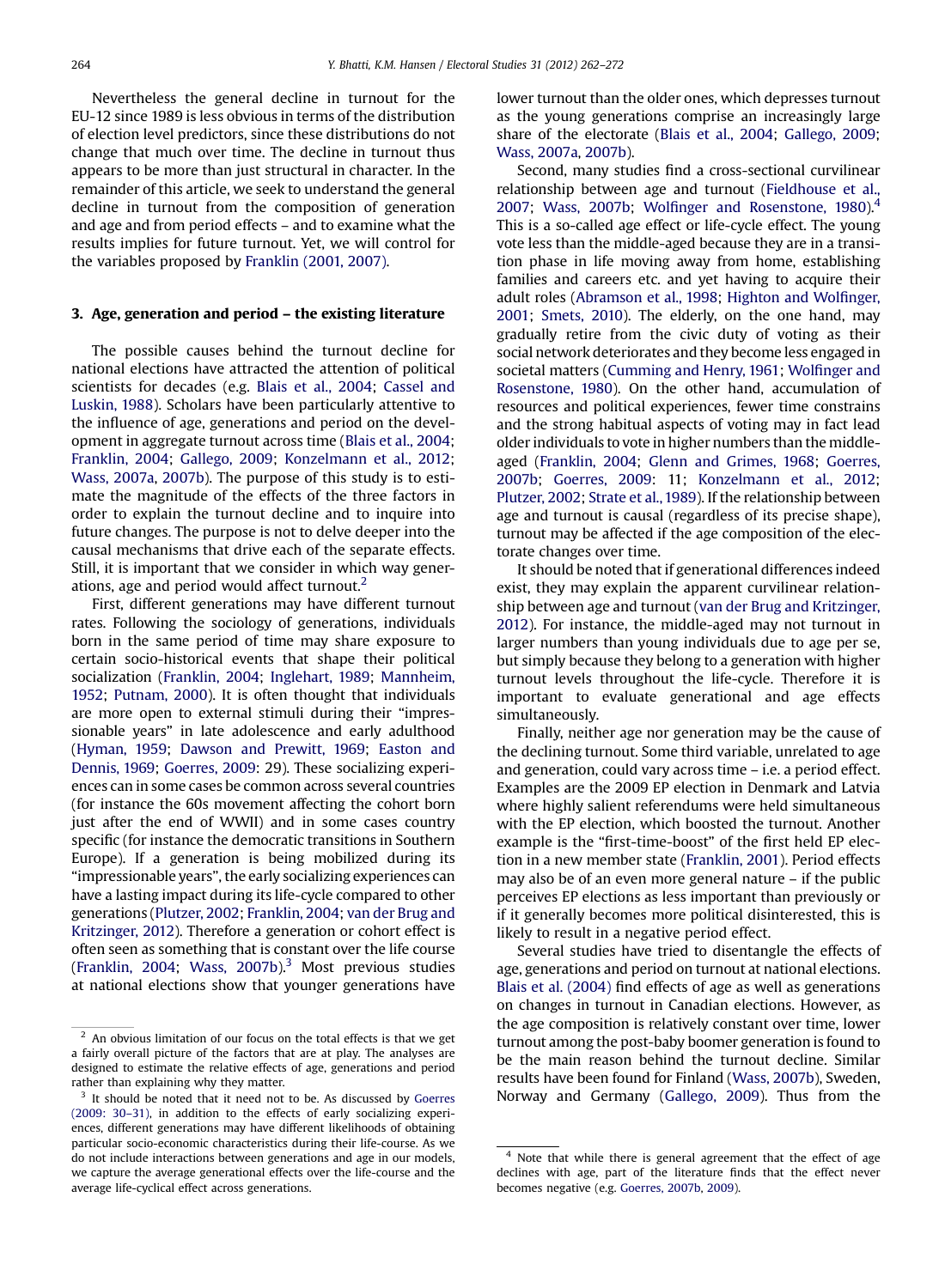Nevertheless the general decline in turnout for the EU-12 since 1989 is less obvious in terms of the distribution of election level predictors, since these distributions do not change that much over time. The decline in turnout thus appears to be more than just structural in character. In the remainder of this article, we seek to understand the general decline in turnout from the composition of generation and age and from period effects – and to examine what the results implies for future turnout. Yet, we will control for the variables proposed by Franklin (2001, 2007).

## 3. Age, generation and period – the existing literature

The possible causes behind the turnout decline for national elections have attracted the attention of political scientists for decades (e.g. Blais et al., 2004; Cassel and Luskin, 1988). Scholars have been particularly attentive to the influence of age, generations and period on the development in aggregate turnout across time (Blais et al., 2004; Franklin, 2004; Gallego, 2009; Konzelmann et al., 2012; Wass, 2007a, 2007b). The purpose of this study is to estimate the magnitude of the effects of the three factors in order to explain the turnout decline and to inquire into future changes. The purpose is not to delve deeper into the causal mechanisms that drive each of the separate effects. Still, it is important that we consider in which way generations, age and period would affect turnout.[2]

First, different generations may have different turnout rates. Following the sociology of generations, individuals born in the same period of time may share exposure to certain socio-historical events that shape their political socialization (Franklin, 2004; Inglehart, 1989; Mannheim, 1952; Putnam, 2000). It is often thought that individuals are more open to external stimuli during their "impressionable years" in late adolescence and early adulthood (Hyman, 1959; Dawson and Prewitt, 1969; Easton and Dennis, 1969; Goerres, 2009: 29). These socializing experiences can in some cases be common across several countries (for instance the 60s movement affecting the cohort born just after the end of WWII) and in some cases country specific (for instance the democratic transitions in Southern Europe). If a generation is being mobilized during its "impressionable years", the early socializing experiences can have a lasting impact during its life-cycle compared to other generations (Plutzer, 2002; Franklin, 2004; van der Brug and Kritzinger, 2012). Therefore a generation or cohort effect is often seen as something that is constant over the life course (Franklin, 2004; Wass, 2007b).[3] Most previous studies at national elections show that younger generations have lower turnout than the older ones, which depresses turnout as the young generations comprise an increasingly large share of the electorate (Blais et al., 2004; Gallego, 2009; Wass, 2007a, 2007b).

Second, many studies find a cross-sectional curvilinear relationship between age and turnout (Fieldhouse et al., 2007; Wass, 2007b; Wolfinger and Rosenstone, 1980).[4] This is a so-called age effect or life-cycle effect. The young vote less than the middle-aged because they are in a transition phase in life moving away from home, establishing families and careers etc. and yet having to acquire their adult roles (Abramson et al., 1998; Highton and Wolfinger, 2001; Smets, 2010). The elderly, on the one hand, may gradually retire from the civic duty of voting as their social network deteriorates and they become less engaged in societal matters (Cumming and Henry, 1961; Wolfinger and Rosenstone, 1980). On the other hand, accumulation of resources and political experiences, fewer time constrains and the strong habitual aspects of voting may in fact lead older individuals to vote in higher numbers than the middle-aged (Franklin, 2004; Glenn and Grimes, 1968; Goerres, 2007b; Goerres, 2009: 11; Konzelmann et al., 2012; Plutzer, 2002; Strate et al., 1989). If the relationship between age and turnout is causal (regardless of its precise shape), turnout may be affected if the age composition of the electorate changes over time.

It should be noted that if generational differences indeed exist, they may explain the apparent curvilinear relationship between age and turnout (van der Brug and Kritzinger, 2012). For instance, the middle-aged may not turnout in larger numbers than young individuals due to age per se, but simply because they belong to a generation with higher turnout levels throughout the life-cycle. Therefore it is important to evaluate generational and age effects simultaneously.

Finally, neither age nor generation may be the cause of the declining turnout. Some third variable, unrelated to age and generation, could vary across time – i.e. a period effect. Examples are the 2009 EP election in Denmark and Latvia where highly salient referendums were held simultaneous with the EP election, which boosted the turnout. Another example is the "first-time-boost" of the first held EP election in a new member state (Franklin, 2001). Period effects may also be of an even more general nature – if the public perceives EP elections as less important than previously or if it generally becomes more political disinterested, this is likely to result in a negative period effect.

Several studies have tried to disentangle the effects of age, generations and period on turnout at national elections. Blais et al. (2004) find effects of age as well as generations on changes in turnout in Canadian elections. However, as the age composition is relatively constant over time, lower turnout among the post-baby boomer generation is found to be the main reason behind the turnout decline. Similar results have been found for Finland (Wass, 2007b), Sweden, Norway and Germany (Gallego, 2009). Thus from the

---

[2] An obvious limitation of our focus on the total effects is that we get a fairly overall picture of the factors that are at play. The analyses are designed to estimate the relative effects of age, generations and period rather than explaining why they matter.

[3] It should be noted that it need not to be. As discussed by Goerres (2009: 30–31), in addition to the effects of early socializing experiences, different generations may have different likelihoods of obtaining particular socio-economic characteristics during their life-course. As we do not include interactions between generations and age in our models, we capture the average generational effects over the life-course and the average life-cyclical effect across generations.

[4] Note that while there is general agreement that the effect of age declines with age, part of the literature finds that the effect never becomes negative (e.g. Goerres, 2007b, 2009).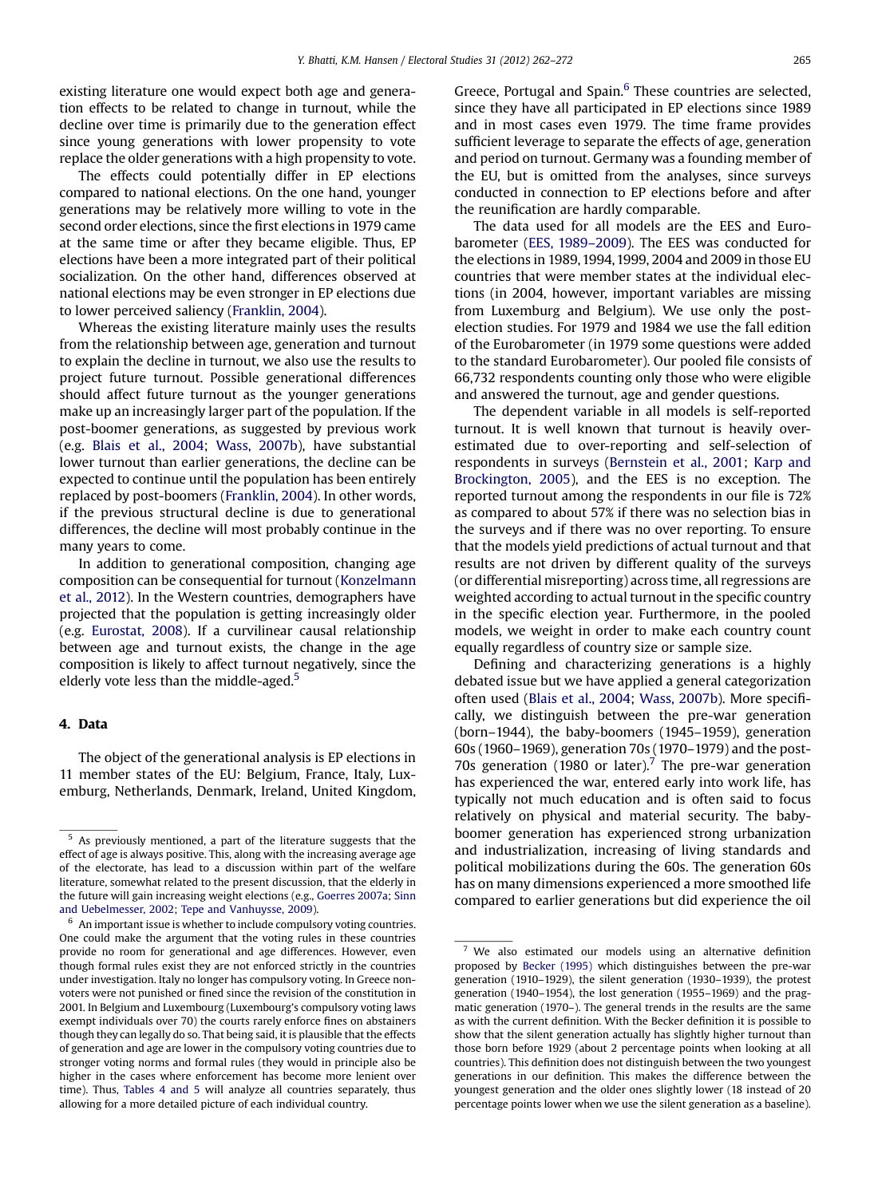existing literature one would expect both age and generation effects to be related to change in turnout, while the decline over time is primarily due to the generation effect since young generations with lower propensity to vote replace the older generations with a high propensity to vote.

The effects could potentially differ in EP elections compared to national elections. On the one hand, younger generations may be relatively more willing to vote in the second order elections, since the first elections in 1979 came at the same time or after they became eligible. Thus, EP elections have been a more integrated part of their political socialization. On the other hand, differences observed at national elections may be even stronger in EP elections due to lower perceived saliency (Franklin, 2004).

Whereas the existing literature mainly uses the results from the relationship between age, generation and turnout to explain the decline in turnout, we also use the results to project future turnout. Possible generational differences should affect future turnout as the younger generations make up an increasingly larger part of the population. If the post-boomer generations, as suggested by previous work (e.g. Blais et al., 2004; Wass, 2007b), have substantial lower turnout than earlier generations, the decline can be expected to continue until the population has been entirely replaced by post-boomers (Franklin, 2004). In other words, if the previous structural decline is due to generational differences, the decline will most probably continue in the many years to come.

In addition to generational composition, changing age composition can be consequential for turnout (Konzelmann et al., 2012). In the Western countries, demographers have projected that the population is getting increasingly older (e.g. Eurostat, 2008). If a curvilinear causal relationship between age and turnout exists, the change in the age composition is likely to affect turnout negatively, since the elderly vote less than the middle-aged.[5]

## 4. Data

The object of the generational analysis is EP elections in 11 member states of the EU: Belgium, France, Italy, Luxemburg, Netherlands, Denmark, Ireland, United Kingdom, Greece, Portugal and Spain.[6] These countries are selected, since they have all participated in EP elections since 1989 and in most cases even 1979. The time frame provides sufficient leverage to separate the effects of age, generation and period on turnout. Germany was a founding member of the EU, but is omitted from the analyses, since surveys conducted in connection to EP elections before and after the reunification are hardly comparable.

The data used for all models are the EES and Eurobarometer (EES, 1989–2009). The EES was conducted for the elections in 1989, 1994, 1999, 2004 and 2009 in those EU countries that were member states at the individual elections (in 2004, however, important variables are missing from Luxemburg and Belgium). We use only the post-election studies. For 1979 and 1984 we use the fall edition of the Eurobarometer (in 1979 some questions were added to the standard Eurobarometer). Our pooled file consists of 66,732 respondents counting only those who were eligible and answered the turnout, age and gender questions.

The dependent variable in all models is self-reported turnout. It is well known that turnout is heavily over-estimated due to over-reporting and self-selection of respondents in surveys (Bernstein et al., 2001; Karp and Brockington, 2005), and the EES is no exception. The reported turnout among the respondents in our file is 72% as compared to about 57% if there was no selection bias in the surveys and if there was no over reporting. To ensure that the models yield predictions of actual turnout and that results are not driven by different quality of the surveys (or differential misreporting) across time, all regressions are weighted according to actual turnout in the specific country in the specific election year. Furthermore, in the pooled models, we weight in order to make each country count equally regardless of country size or sample size.

Defining and characterizing generations is a highly debated issue but we have applied a general categorization often used (Blais et al., 2004; Wass, 2007b). More specifically, we distinguish between the pre-war generation (born–1944), the baby-boomers (1945–1959), generation 60s (1960–1969), generation 70s (1970–1979) and the post-70s generation (1980 or later).[7] The pre-war generation has experienced the war, entered early into work life, has typically not much education and is often said to focus relatively on physical and material security. The baby-boomer generation has experienced strong urbanization and industrialization, increasing of living standards and political mobilizations during the 60s. The generation 60s has on many dimensions experienced a more smoothed life compared to earlier generations but did experience the oil

---

[5] As previously mentioned, a part of the literature suggests that the effect of age is always positive. This, along with the increasing average age of the electorate, has lead to a discussion within part of the welfare literature, somewhat related to the present discussion, that the elderly in the future will gain increasing weight elections (e.g., Goerres 2007a; Sinn and Uebelmesser, 2002; Tepe and Vanhuysse, 2009).

[6] An important issue is whether to include compulsory voting countries. One could make the argument that the voting rules in these countries provide no room for generational and age differences. However, even though formal rules exist they are not enforced strictly in the countries under investigation. Italy no longer has compulsory voting. In Greece non-voters were not punished or fined since the revision of the constitution in 2001. In Belgium and Luxembourg (Luxembourg's compulsory voting laws exempt individuals over 70) the courts rarely enforce fines on abstainers though they can legally do so. That being said, it is plausible that the effects of generation and age are lower in the compulsory voting countries due to stronger voting norms and formal rules (they would in principle also be higher in the cases where enforcement has become more lenient over time). Thus, Tables 4 and 5 will analyze all countries separately, thus allowing for a more detailed picture of each individual country.

[7] We also estimated our models using an alternative definition proposed by Becker (1995) which distinguishes between the pre-war generation (1910–1929), the silent generation (1930–1939), the protest generation (1940–1954), the lost generation (1955–1969) and the pragmatic generation (1970–). The general trends in the results are the same as with the current definition. With the Becker definition it is possible to show that the silent generation actually has slightly higher turnout than those born before 1929 (about 2 percentage points when looking at all countries). This definition does not distinguish between the two youngest generations in our definition. This makes the difference between the youngest generation and the older ones slightly lower (18 instead of 20 percentage points lower when we use the silent generation as a baseline).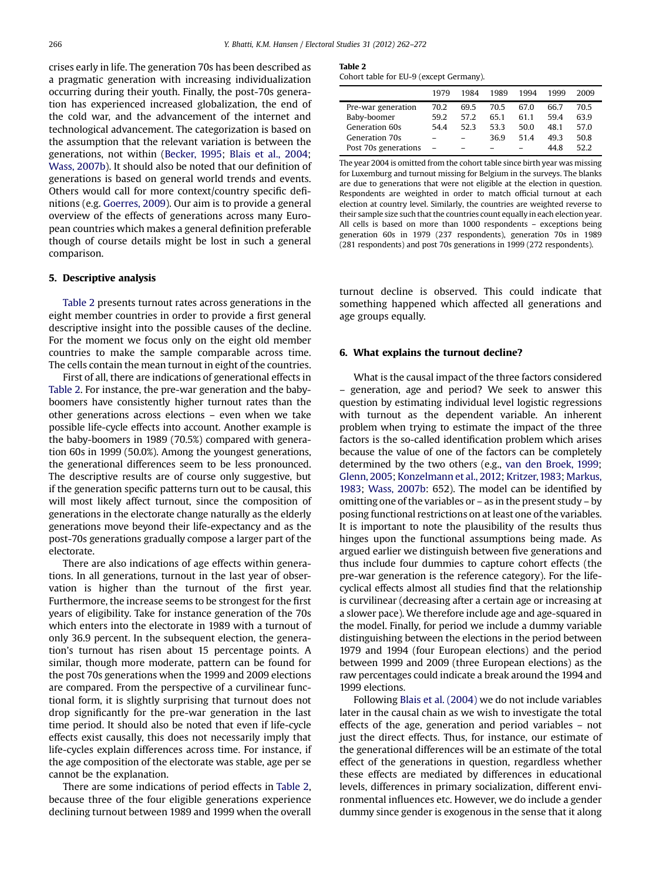crises early in life. The generation 70s has been described as a pragmatic generation with increasing individualization occurring during their youth. Finally, the post-70s generation has experienced increased globalization, the end of the cold war, and the advancement of the internet and technological advancement. The categorization is based on the assumption that the relevant variation is between the generations, not within (Becker, 1995; Blais et al., 2004; Wass, 2007b). It should also be noted that our definition of generations is based on general world trends and events. Others would call for more context/country specific definitions (e.g. Goerres, 2009). Our aim is to provide a general overview of the effects of generations across many European countries which makes a general definition preferable though of course details might be lost in such a general comparison.

## 5. Descriptive analysis

Table 2 presents turnout rates across generations in the eight member countries in order to provide a first general descriptive insight into the possible causes of the decline. For the moment we focus only on the eight old member countries to make the sample comparable across time. The cells contain the mean turnout in eight of the countries.

First of all, there are indications of generational effects in Table 2. For instance, the pre-war generation and the baby-boomers have consistently higher turnout rates than the other generations across elections – even when we take possible life-cycle effects into account. Another example is the baby-boomers in 1989 (70.5%) compared with generation 60s in 1999 (50.0%). Among the youngest generations, the generational differences seem to be less pronounced. The descriptive results are of course only suggestive, but if the generation specific patterns turn out to be causal, this will most likely affect turnout, since the composition of generations in the electorate change naturally as the elderly generations move beyond their life-expectancy and as the post-70s generations gradually compose a larger part of the electorate.

There are also indications of age effects within generations. In all generations, turnout in the last year of observation is higher than the turnout of the first year. Furthermore, the increase seems to be strongest for the first years of eligibility. Take for instance generation of the 70s which enters into the electorate in 1989 with a turnout of only 36.9 percent. In the subsequent election, the generation's turnout has risen about 15 percentage points. A similar, though more moderate, pattern can be found for the post 70s generations when the 1999 and 2009 elections are compared. From the perspective of a curvilinear functional form, it is slightly surprising that turnout does not drop significantly for the pre-war generation in the last time period. It should also be noted that even if life-cycle effects exist causally, this does not necessarily imply that life-cycles explain differences across time. For instance, if the age composition of the electorate was stable, age per se cannot be the explanation.

There are some indications of period effects in Table 2, because three of the four eligible generations experience declining turnout between 1989 and 1999 when the overall

**Table 2**
Cohort table for EU-9 (except Germany).

| | 1979 | 1984 | 1989 | 1994 | 1999 | 2009 |
|---|---|---|---|---|---|---|
| Pre-war generation | 70.2 | 69.5 | 70.5 | 67.0 | 66.7 | 70.5 |
| Baby-boomer | 59.2 | 57.2 | 65.1 | 61.1 | 59.4 | 63.9 |
| Generation 60s | 54.4 | 52.3 | 53.3 | 50.0 | 48.1 | 57.0 |
| Generation 70s | – | – | 36.9 | 51.4 | 49.3 | 50.8 |
| Post 70s generations | – | – | – | – | 44.8 | 52.2 |

The year 2004 is omitted from the cohort table since birth year was missing for Luxemburg and turnout missing for Belgium in the surveys. The blanks are due to generations that were not eligible at the election in question. Respondents are weighted in order to match official turnout at each election at country level. Similarly, the countries are weighted reverse to their sample size such that the countries count equally in each election year. All cells is based on more than 1000 respondents – exceptions being generation 60s in 1979 (237 respondents), generation 70s in 1989 (281 respondents) and post 70s generations in 1999 (272 respondents).

turnout decline is observed. This could indicate that something happened which affected all generations and age groups equally.

## 6. What explains the turnout decline?

What is the causal impact of the three factors considered – generation, age and period? We seek to answer this question by estimating individual level logistic regressions with turnout as the dependent variable. An inherent problem when trying to estimate the impact of the three factors is the so-called identification problem which arises because the value of one of the factors can be completely determined by the two others (e.g., van den Broek, 1999; Glenn, 2005; Konzelmann et al., 2012; Kritzer, 1983; Markus, 1983; Wass, 2007b: 652). The model can be identified by omitting one of the variables or – as in the present study – by posing functional restrictions on at least one of the variables. It is important to note the plausibility of the results thus hinges upon the functional assumptions being made. As argued earlier we distinguish between five generations and thus include four dummies to capture cohort effects (the pre-war generation is the reference category). For the life-cyclical effects almost all studies find that the relationship is curvilinear (decreasing after a certain age or increasing at a slower pace). We therefore include age and age-squared in the model. Finally, for period we include a dummy variable distinguishing between the elections in the period between 1979 and 1994 (four European elections) and the period between 1999 and 2009 (three European elections) as the raw percentages could indicate a break around the 1994 and 1999 elections.

Following Blais et al. (2004) we do not include variables later in the causal chain as we wish to investigate the total effects of the age, generation and period variables – not just the direct effects. Thus, for instance, our estimate of the generational differences will be an estimate of the total effect of the generations in question, regardless whether these effects are mediated by differences in educational levels, differences in primary socialization, different environmental influences etc. However, we do include a gender dummy since gender is exogenous in the sense that it along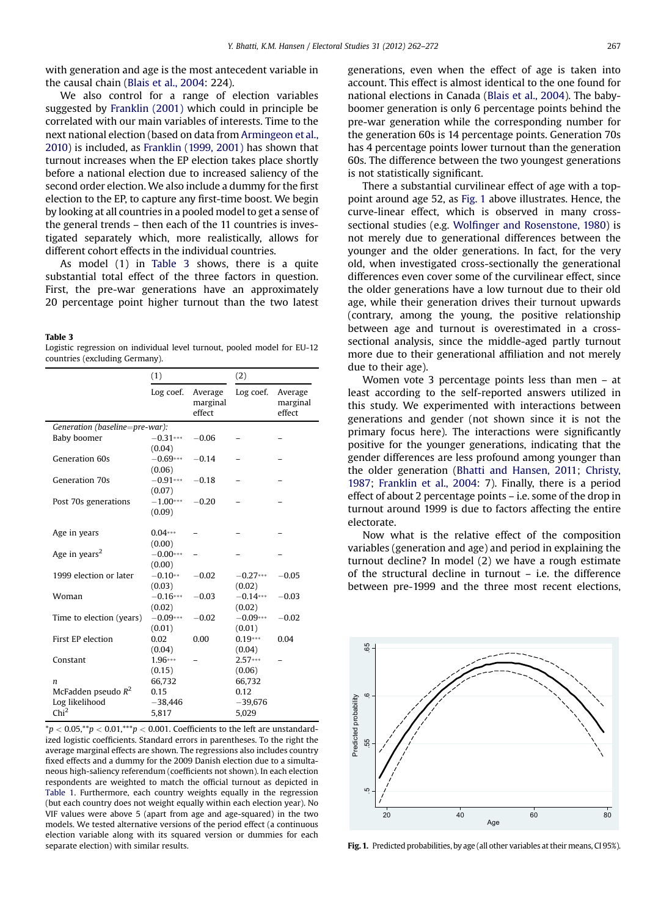with generation and age is the most antecedent variable in the causal chain (Blais et al., 2004: 224).

We also control for a range of election variables suggested by Franklin (2001) which could in principle be correlated with our main variables of interests. Time to the next national election (based on data from Armingeon et al., 2010) is included, as Franklin (1999, 2001) has shown that turnout increases when the EP election takes place shortly before a national election due to increased saliency of the second order election. We also include a dummy for the first election to the EP, to capture any first-time boost. We begin by looking at all countries in a pooled model to get a sense of the general trends – then each of the 11 countries is investigated separately which, more realistically, allows for different cohort effects in the individual countries.

As model (1) in Table 3 shows, there is a quite substantial total effect of the three factors in question. First, the pre-war generations have an approximately 20 percentage point higher turnout than the two latest generations, even when the effect of age is taken into account. This effect is almost identical to the one found for national elections in Canada (Blais et al., 2004). The baby-boomer generation is only 6 percentage points behind the pre-war generation while the corresponding number for the generation 60s is 14 percentage points. Generation 70s has 4 percentage points lower turnout than the generation 60s. The difference between the two youngest generations is not statistically significant.

There a substantial curvilinear effect of age with a top-point around age 52, as Fig. 1 above illustrates. Hence, the curve-linear effect, which is observed in many cross-sectional studies (e.g. Wolfinger and Rosenstone, 1980) is not merely due to generational differences between the younger and the older generations. In fact, for the very old, when investigated cross-sectionally the generational differences even cover some of the curvilinear effect, since the older generations have a low turnout due to their old age, while their generation drives their turnout upwards (contrary, among the young, the positive relationship between age and turnout is overestimated in a cross-sectional analysis, since the middle-aged partly turnout more due to their generational affiliation and not merely due to their age).

Women vote 3 percentage points less than men – at least according to the self-reported answers utilized in this study. We experimented with interactions between generations and gender (not shown since it is not the primary focus here). The interactions were significantly positive for the younger generations, indicating that the gender differences are less profound among younger than the older generation (Bhatti and Hansen, 2011; Christy, 1987; Franklin et al., 2004: 7). Finally, there is a period effect of about 2 percentage points – i.e. some of the drop in turnout around 1999 is due to factors affecting the entire electorate.

Now what is the relative effect of the composition variables (generation and age) and period in explaining the turnout decline? In model (2) we have a rough estimate of the structural decline in turnout – i.e. the difference between pre-1999 and the three most recent elections,

**Table 3**
Logistic regression on individual level turnout, pooled model for EU-12 countries (excluding Germany).

| | (1) | | (2) | |
|---|---|---|---|---|
| | Log coef. | Average marginal effect | Log coef. | Average marginal effect |
| *Generation (baseline=pre-war):* | | | | |
| Baby boomer | −0.31*** (0.04) | −0.06 | – | – |
| Generation 60s | −0.69*** (0.06) | −0.14 | – | – |
| Generation 70s | −0.91*** (0.07) | −0.18 | – | – |
| Post 70s generations | −1.00*** (0.09) | −0.20 | – | – |
| Age in years | 0.04*** (0.00) | – | – | – |
| Age in years$^2$ | −0.00*** (0.00) | – | – | – |
| 1999 election or later | −0.10** (0.03) | −0.02 | −0.27*** (0.02) | −0.05 |
| Woman | −0.16*** (0.02) | −0.03 | −0.14*** (0.02) | −0.03 |
| Time to election (years) | −0.09*** (0.01) | −0.02 | −0.09*** (0.01) | −0.02 |
| First EP election | 0.02 (0.04) | 0.00 | 0.19*** (0.04) | 0.04 |
| Constant | 1.96*** (0.15) | – | 2.57*** (0.06) | – |
| $n$ | 66,732 | | 66,732 | |
| McFadden pseudo $R^2$ | 0.15 | | 0.12 | |
| Log likelihood | −38,446 | | −39,676 | |
| Chi$^2$ | 5,817 | | 5,029 | |

*$p < 0.05$,**$p < 0.01$,***$p < 0.001$. Coefficients to the left are unstandardized logistic coefficients. Standard errors in parentheses. To the right the average marginal effects are shown. The regressions also includes country fixed effects and a dummy for the 2009 Danish election due to a simultaneous high-saliency referendum (coefficients not shown). In each election respondents are weighted to match the official turnout as depicted in Table 1. Furthermore, each country weights equally in the regression (but each country does not weight equally within each election year). No VIF values were above 5 (apart from age and age-squared) in the two models. We tested alternative versions of the period effect (a continuous election variable along with its squared version or dummies for each separate election) with similar results.

**Fig. 1.** Predicted probabilities, by age (all other variables at their means, CI 95%).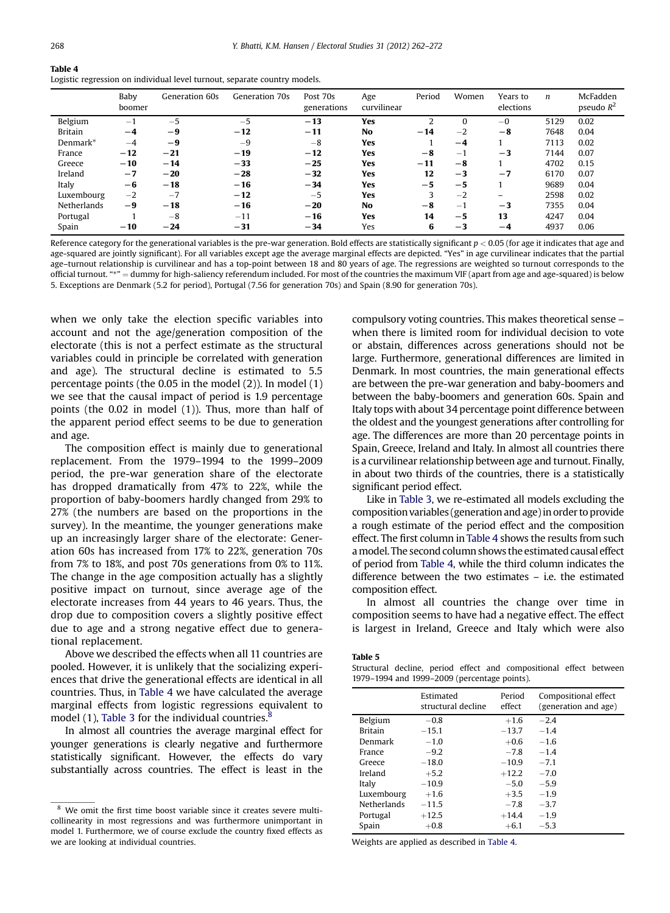**Table 4**
Logistic regression on individual level turnout, separate country models.

| | Baby boomer | Generation 60s | Generation 70s | Post 70s generations | Age curvilinear | Period | Women | Years to elections | $n$ | McFadden pseudo $R^2$ |
|---|---|---|---|---|---|---|---|---|---|---|
| Belgium | −1 | −5 | −5 | **−13** | **Yes** | 2 | 0 | −0 | 5129 | 0.02 |
| Britain | **−4** | **−9** | **−12** | **−11** | **No** | **−14** | −2 | **−8** | 7648 | 0.04 |
| Denmark* | −4 | **−9** | −9 | −8 | **Yes** | 1 | **−4** | 1 | 7113 | 0.02 |
| France | **−12** | **−21** | **−19** | **−12** | **Yes** | **−8** | −1 | **−3** | 7144 | 0.07 |
| Greece | **−10** | **−14** | **−33** | **−25** | **Yes** | **−11** | **−8** | 1 | 4702 | 0.15 |
| Ireland | **−7** | **−20** | **−28** | **−32** | **Yes** | **12** | **−3** | **−7** | 6170 | 0.07 |
| Italy | **−6** | **−18** | **−16** | **−34** | **Yes** | **−5** | **−5** | 1 | 9689 | 0.04 |
| Luxembourg | −2 | −7 | **−12** | −5 | **Yes** | 3 | −2 | – | 2598 | 0.02 |
| Netherlands | **−9** | **−18** | **−16** | **−20** | **No** | **−8** | −1 | **−3** | 7355 | 0.04 |
| Portugal | 1 | −8 | −11 | **−16** | **Yes** | **14** | **−5** | **13** | 4247 | 0.04 |
| Spain | **−10** | **−24** | **−31** | **−34** | Yes | **6** | **−3** | **−4** | 4937 | 0.06 |

Reference category for the generational variables is the pre-war generation. Bold effects are statistically significant $p < 0.05$ (for age it indicates that age and age-squared are jointly significant). For all variables except age the average marginal effects are depicted. "Yes" in age curvilinear indicates that the partial age–turnout relationship is curvilinear and has a top-point between 18 and 80 years of age. The regressions are weighted so turnout corresponds to the official turnout. "*" = dummy for high-saliency referendum included. For most of the countries the maximum VIF (apart from age and age-squared) is below 5. Exceptions are Denmark (5.2 for period), Portugal (7.56 for generation 70s) and Spain (8.90 for generation 70s).

when we only take the election specific variables into account and not the age/generation composition of the electorate (this is not a perfect estimate as the structural variables could in principle be correlated with generation and age). The structural decline is estimated to 5.5 percentage points (the 0.05 in the model (2)). In model (1) we see that the causal impact of period is 1.9 percentage points (the 0.02 in model (1)). Thus, more than half of the apparent period effect seems to be due to generation and age.

The composition effect is mainly due to generational replacement. From the 1979–1994 to the 1999–2009 period, the pre-war generation share of the electorate has dropped dramatically from 47% to 22%, while the proportion of baby-boomers hardly changed from 29% to 27% (the numbers are based on the proportions in the survey). In the meantime, the younger generations make up an increasingly larger share of the electorate: Generation 60s has increased from 17% to 22%, generation 70s from 7% to 18%, and post 70s generations from 0% to 11%. The change in the age composition actually has a slightly positive impact on turnout, since average age of the electorate increases from 44 years to 46 years. Thus, the drop due to composition covers a slightly positive effect due to age and a strong negative effect due to generational replacement.

Above we described the effects when all 11 countries are pooled. However, it is unlikely that the socializing experiences that drive the generational effects are identical in all countries. Thus, in Table 4 we have calculated the average marginal effects from logistic regressions equivalent to model (1), Table 3 for the individual countries.[8]

In almost all countries the average marginal effect for younger generations is clearly negative and furthermore statistically significant. However, the effects do vary substantially across countries. The effect is least in the compulsory voting countries. This makes theoretical sense – when there is limited room for individual decision to vote or abstain, differences across generations should not be large. Furthermore, generational differences are limited in Denmark. In most countries, the main generational effects are between the pre-war generation and baby-boomers and between the baby-boomers and generation 60s. Spain and Italy tops with about 34 percentage point difference between the oldest and the youngest generations after controlling for age. The differences are more than 20 percentage points in Spain, Greece, Ireland and Italy. In almost all countries there is a curvilinear relationship between age and turnout. Finally, in about two thirds of the countries, there is a statistically significant period effect.

Like in Table 3, we re-estimated all models excluding the composition variables (generation and age) in order to provide a rough estimate of the period effect and the composition effect. The first column in Table 4 shows the results from such a model. The second column shows the estimated causal effect of period from Table 4, while the third column indicates the difference between the two estimates – i.e. the estimated composition effect.

In almost all countries the change over time in composition seems to have had a negative effect. The effect is largest in Ireland, Greece and Italy which were also

**Table 5**
Structural decline, period effect and compositional effect between 1979–1994 and 1999–2009 (percentage points).

| | Estimated structural decline | Period effect | Compositional effect (generation and age) |
|---|---|---|---|
| Belgium | −0.8 | +1.6 | −2.4 |
| Britain | −15.1 | −13.7 | −1.4 |
| Denmark | −1.0 | +0.6 | −1.6 |
| France | −9.2 | −7.8 | −1.4 |
| Greece | −18.0 | −10.9 | −7.1 |
| Ireland | +5.2 | +12.2 | −7.0 |
| Italy | −10.9 | −5.0 | −5.9 |
| Luxembourg | +1.6 | +3.5 | −1.9 |
| Netherlands | −11.5 | −7.8 | −3.7 |
| Portugal | +12.5 | +14.4 | −1.9 |
| Spain | +0.8 | +6.1 | −5.3 |

Weights are applied as described in Table 4.

[8] We omit the first time boost variable since it creates severe multicollinearity in most regressions and was furthermore unimportant in model 1. Furthermore, we of course exclude the country fixed effects as we are looking at individual countries.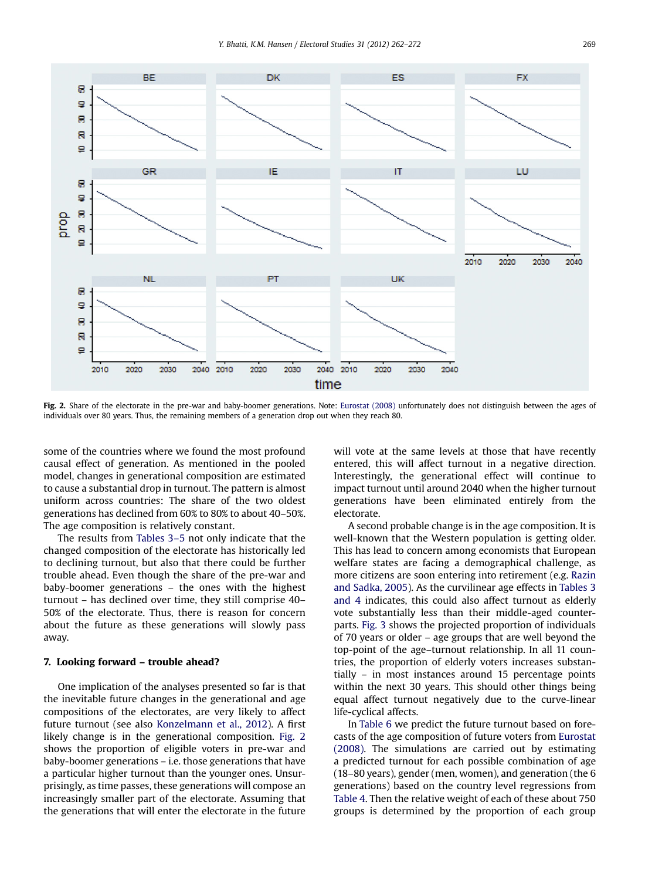Fig. 2. Share of the electorate in the pre-war and baby-boomer generations. Note: Eurostat (2008) unfortunately does not distinguish between the ages of individuals over 80 years. Thus, the remaining members of a generation drop out when they reach 80.

some of the countries where we found the most profound causal effect of generation. As mentioned in the pooled model, changes in generational composition are estimated to cause a substantial drop in turnout. The pattern is almost uniform across countries: The share of the two oldest generations has declined from 60% to 80% to about 40–50%. The age composition is relatively constant.

The results from Tables 3–5 not only indicate that the changed composition of the electorate has historically led to declining turnout, but also that there could be further trouble ahead. Even though the share of the pre-war and baby-boomer generations – the ones with the highest turnout – has declined over time, they still comprise 40–50% of the electorate. Thus, there is reason for concern about the future as these generations will slowly pass away.

## 7. Looking forward – trouble ahead?

One implication of the analyses presented so far is that the inevitable future changes in the generational and age compositions of the electorates, are very likely to affect future turnout (see also Konzelmann et al., 2012). A first likely change is in the generational composition. Fig. 2 shows the proportion of eligible voters in pre-war and baby-boomer generations – i.e. those generations that have a particular higher turnout than the younger ones. Unsurprisingly, as time passes, these generations will compose an increasingly smaller part of the electorate. Assuming that the generations that will enter the electorate in the future will vote at the same levels at those that have recently entered, this will affect turnout in a negative direction. Interestingly, the generational effect will continue to impact turnout until around 2040 when the higher turnout generations have been eliminated entirely from the electorate.

A second probable change is in the age composition. It is well-known that the Western population is getting older. This has lead to concern among economists that European welfare states are facing a demographical challenge, as more citizens are soon entering into retirement (e.g. Razin and Sadka, 2005). As the curvilinear age effects in Tables 3 and 4 indicates, this could also affect turnout as elderly vote substantially less than their middle-aged counterparts. Fig. 3 shows the projected proportion of individuals of 70 years or older – age groups that are well beyond the top-point of the age–turnout relationship. In all 11 countries, the proportion of elderly voters increases substantially – in most instances around 15 percentage points within the next 30 years. This should other things being equal affect turnout negatively due to the curve-linear life-cyclical affects.

In Table 6 we predict the future turnout based on forecasts of the age composition of future voters from Eurostat (2008). The simulations are carried out by estimating a predicted turnout for each possible combination of age (18–80 years), gender (men, women), and generation (the 6 generations) based on the country level regressions from Table 4. Then the relative weight of each of these about 750 groups is determined by the proportion of each group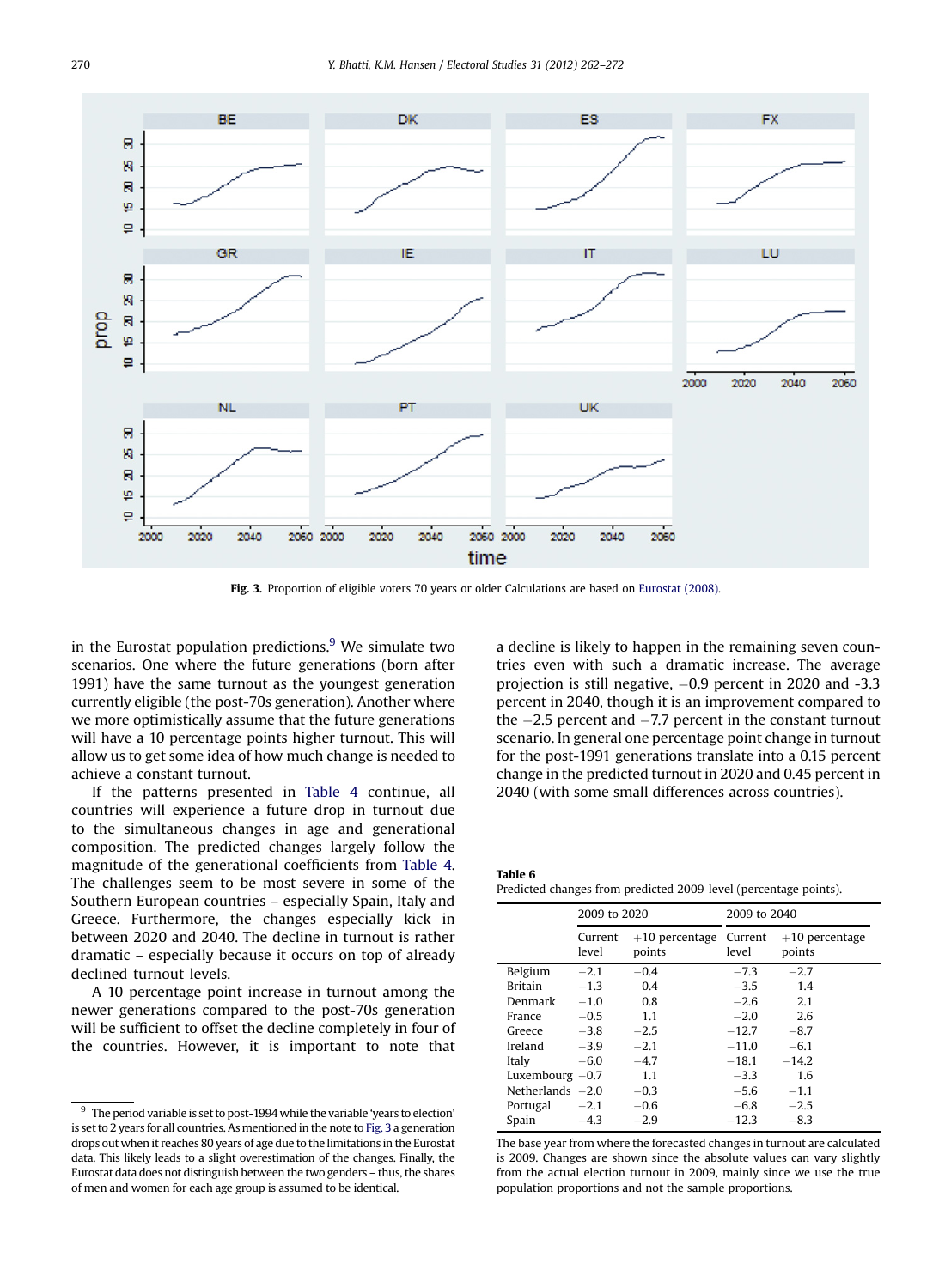**Fig. 3.** Proportion of eligible voters 70 years or older Calculations are based on Eurostat (2008).

in the Eurostat population predictions.[9] We simulate two scenarios. One where the future generations (born after 1991) have the same turnout as the youngest generation currently eligible (the post-70s generation). Another where we more optimistically assume that the future generations will have a 10 percentage points higher turnout. This will allow us to get some idea of how much change is needed to achieve a constant turnout.

If the patterns presented in Table 4 continue, all countries will experience a future drop in turnout due to the simultaneous changes in age and generational composition. The predicted changes largely follow the magnitude of the generational coefficients from Table 4. The challenges seem to be most severe in some of the Southern European countries – especially Spain, Italy and Greece. Furthermore, the changes especially kick in between 2020 and 2040. The decline in turnout is rather dramatic – especially because it occurs on top of already declined turnout levels.

A 10 percentage point increase in turnout among the newer generations compared to the post-70s generation will be sufficient to offset the decline completely in four of the countries. However, it is important to note that a decline is likely to happen in the remaining seven countries even with such a dramatic increase. The average projection is still negative, −0.9 percent in 2020 and -3.3 percent in 2040, though it is an improvement compared to the −2.5 percent and −7.7 percent in the constant turnout scenario. In general one percentage point change in turnout for the post-1991 generations translate into a 0.15 percent change in the predicted turnout in 2020 and 0.45 percent in 2040 (with some small differences across countries).

**Table 6**
Predicted changes from predicted 2009-level (percentage points).

| | 2009 to 2020 | | 2009 to 2040 | |
|---|---|---|---|---|
| | Current level | +10 percentage points | Current level | +10 percentage points |
| Belgium | −2.1 | −0.4 | −7.3 | −2.7 |
| Britain | −1.3 | 0.4 | −3.5 | 1.4 |
| Denmark | −1.0 | 0.8 | −2.6 | 2.1 |
| France | −0.5 | 1.1 | −2.0 | 2.6 |
| Greece | −3.8 | −2.5 | −12.7 | −8.7 |
| Ireland | −3.9 | −2.1 | −11.0 | −6.1 |
| Italy | −6.0 | −4.7 | −18.1 | −14.2 |
| Luxembourg | −0.7 | 1.1 | −3.3 | 1.6 |
| Netherlands | −2.0 | −0.3 | −5.6 | −1.1 |
| Portugal | −2.1 | −0.6 | −6.8 | −2.5 |
| Spain | −4.3 | −2.9 | −12.3 | −8.3 |

The base year from where the forecasted changes in turnout are calculated is 2009. Changes are shown since the absolute values can vary slightly from the actual election turnout in 2009, mainly since we use the true population proportions and not the sample proportions.

[9] The period variable is set to post-1994 while the variable 'years to election' is set to 2 years for all countries. As mentioned in the note to Fig. 3 a generation drops out when it reaches 80 years of age due to the limitations in the Eurostat data. This likely leads to a slight overestimation of the changes. Finally, the Eurostat data does not distinguish between the two genders – thus, the shares of men and women for each age group is assumed to be identical.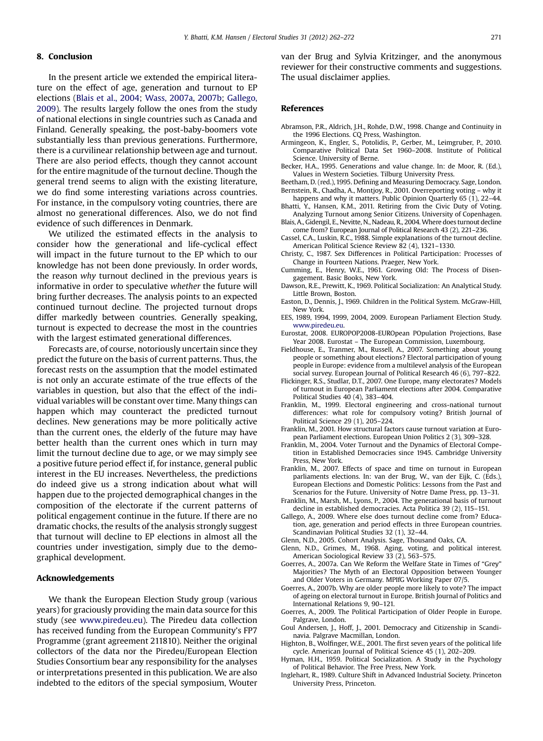## 8. Conclusion

In the present article we extended the empirical literature on the effect of age, generation and turnout to EP elections (Blais et al., 2004; Wass, 2007a, 2007b; Gallego, 2009). The results largely follow the ones from the study of national elections in single countries such as Canada and Finland. Generally speaking, the post-baby-boomers vote substantially less than previous generations. Furthermore, there is a curvilinear relationship between age and turnout. There are also period effects, though they cannot account for the entire magnitude of the turnout decline. Though the general trend seems to align with the existing literature, we do find some interesting variations across countries. For instance, in the compulsory voting countries, there are almost no generational differences. Also, we do not find evidence of such differences in Denmark.

We utilized the estimated effects in the analysis to consider how the generational and life-cyclical effect will impact in the future turnout to the EP which to our knowledge has not been done previously. In order words, the reason *why* turnout declined in the previous years is informative in order to speculative *whether* the future will bring further decreases. The analysis points to an expected continued turnout decline. The projected turnout drops differ markedly between countries. Generally speaking, turnout is expected to decrease the most in the countries with the largest estimated generational differences.

Forecasts are, of course, notoriously uncertain since they predict the future on the basis of current patterns. Thus, the forecast rests on the assumption that the model estimated is not only an accurate estimate of the true effects of the variables in question, but also that the effect of the individual variables will be constant over time. Many things can happen which may counteract the predicted turnout declines. New generations may be more politically active than the current ones, the elderly of the future may have better health than the current ones which in turn may limit the turnout decline due to age, or we may simply see a positive future period effect if, for instance, general public interest in the EU increases. Nevertheless, the predictions do indeed give us a strong indication about what will happen due to the projected demographical changes in the composition of the electorate if the current patterns of political engagement continue in the future. If there are no dramatic chocks, the results of the analysis strongly suggest that turnout will decline to EP elections in almost all the countries under investigation, simply due to the demographical development.

## Acknowledgements

We thank the European Election Study group (various years) for graciously providing the main data source for this study (see www.piredeu.eu). The Piredeu data collection has received funding from the European Community's FP7 Programme (grant agreement 211810). Neither the original collectors of the data nor the Piredeu/European Election Studies Consortium bear any responsibility for the analyses or interpretations presented in this publication. We are also indebted to the editors of the special symposium, Wouter van der Brug and Sylvia Kritzinger, and the anonymous reviewer for their constructive comments and suggestions. The usual disclaimer applies.

## References

Abramson, P.R., Aldrich, J.H., Rohde, D.W., 1998. Change and Continuity in the 1996 Elections. CQ Press, Washington.

Armingeon, K., Engler, S., Potolidis, P., Gerber, M., Leimgruber, P., 2010. Comparative Political Data Set 1960–2008. Institute of Political Science. University of Berne.

Becker, H.A., 1995. Generations and value change. In: de Moor, R. (Ed.), Values in Western Societies. Tilburg University Press.

Beetham, D. (red.), 1995. Defining and Measuring Democracy. Sage, London.

Bernstein, R., Chadha, A., Montjoy, R., 2001. Overreporting voting – why it happens and why it matters. Public Opinion Quarterly 65 (1), 22–44.

Bhatti, Y., Hansen, K.M., 2011. Retiring from the Civic Duty of Voting. Analyzing Turnout among Senior Citizens. University of Copenhagen.

Blais, A., Gidengil, E., Nevitte, N., Nadeau, R., 2004. Where does turnout decline come from? European Journal of Political Research 43 (2), 221–236.

Cassel, C.A., Luskin, R.C., 1988. Simple explanations of the turnout decline. American Political Science Review 82 (4), 1321–1330.

Christy, C., 1987. Sex Differences in Political Participation: Processes of Change in Fourteen Nations. Praeger, New York.

Cumming, E., Henry, W.E., 1961. Growing Old: The Process of Disengagement. Basic Books, New York.

Dawson, R.E., Prewitt, K., 1969. Political Socialization: An Analytical Study. Little Brown, Boston.

Easton, D., Dennis, J., 1969. Children in the Political System. McGraw-Hill, New York.

EES, 1989, 1994, 1999, 2004, 2009. European Parliament Election Study. www.piredeu.eu.

Eurostat, 2008. EUROPOP2008-EUROpean POpulation Projections, Base Year 2008. Eurostat – The European Commission, Luxembourg.

Fieldhouse, E., Tranmer, M., Russell, A., 2007. Something about young people or something about elections? Electoral participation of young people in Europe: evidence from a multilevel analysis of the European social survey. European Journal of Political Research 46 (6), 797–822.

Flickinger, R.S., Studlar, D.T., 2007. One Europe, many electorates? Models of turnout in European Parliament elections after 2004. Comparative Political Studies 40 (4), 383–404.

Franklin, M., 1999. Electoral engineering and cross-national turnout differences: what role for compulsory voting? British Journal of Political Science 29 (1), 205–224.

Franklin, M., 2001. How structural factors cause turnout variation at European Parliament elections. European Union Politics 2 (3), 309–328.

Franklin, M., 2004. Voter Turnout and the Dynamics of Electoral Competition in Established Democracies since 1945. Cambridge University Press, New York.

Franklin, M., 2007. Effects of space and time on turnout in European parliaments elections. In: van der Brug, W., van der Eijk, C. (Eds.), European Elections and Domestic Politics: Lessons from the Past and Scenarios for the Future. University of Notre Dame Press, pp. 13–31.

Franklin, M., Marsh, M., Lyons, P., 2004. The generational basis of turnout decline in established democracies. Acta Politica 39 (2), 115–151.

Gallego, A., 2009. Where else does turnout decline come from? Education, age, generation and period effects in three European countries. Scandinavian Political Studies 32 (1), 32–44.

Glenn, N.D., 2005. Cohort Analysis. Sage, Thousand Oaks, CA.

Glenn, N.D., Grimes, M., 1968. Aging, voting, and political interest. American Sociological Review 33 (2), 563–575.

Goerres, A., 2007a. Can We Reform the Welfare State in Times of "Grey" Majorities? The Myth of an Electoral Opposition between Younger and Older Voters in Germany. MPIfG Working Paper 07/5.

Goerres, A., 2007b. Why are older people more likely to vote? The impact of ageing on electoral turnout in Europe. British Journal of Politics and International Relations 9, 90–121.

Goerres, A., 2009. The Political Participation of Older People in Europe. Palgrave, London.

Goul Andersen, J., Hoff, J., 2001. Democracy and Citizenship in Scandinavia. Palgrave Macmillan, London.

Highton, B., Wolfinger, W.E., 2001. The first seven years of the political life cycle. American Journal of Political Science 45 (1), 202–209.

Hyman, H.H., 1959. Political Socialization. A Study in the Psychology of Political Behavior. The Free Press, New York.

Inglehart, R., 1989. Culture Shift in Advanced Industrial Society. Princeton University Press, Princeton.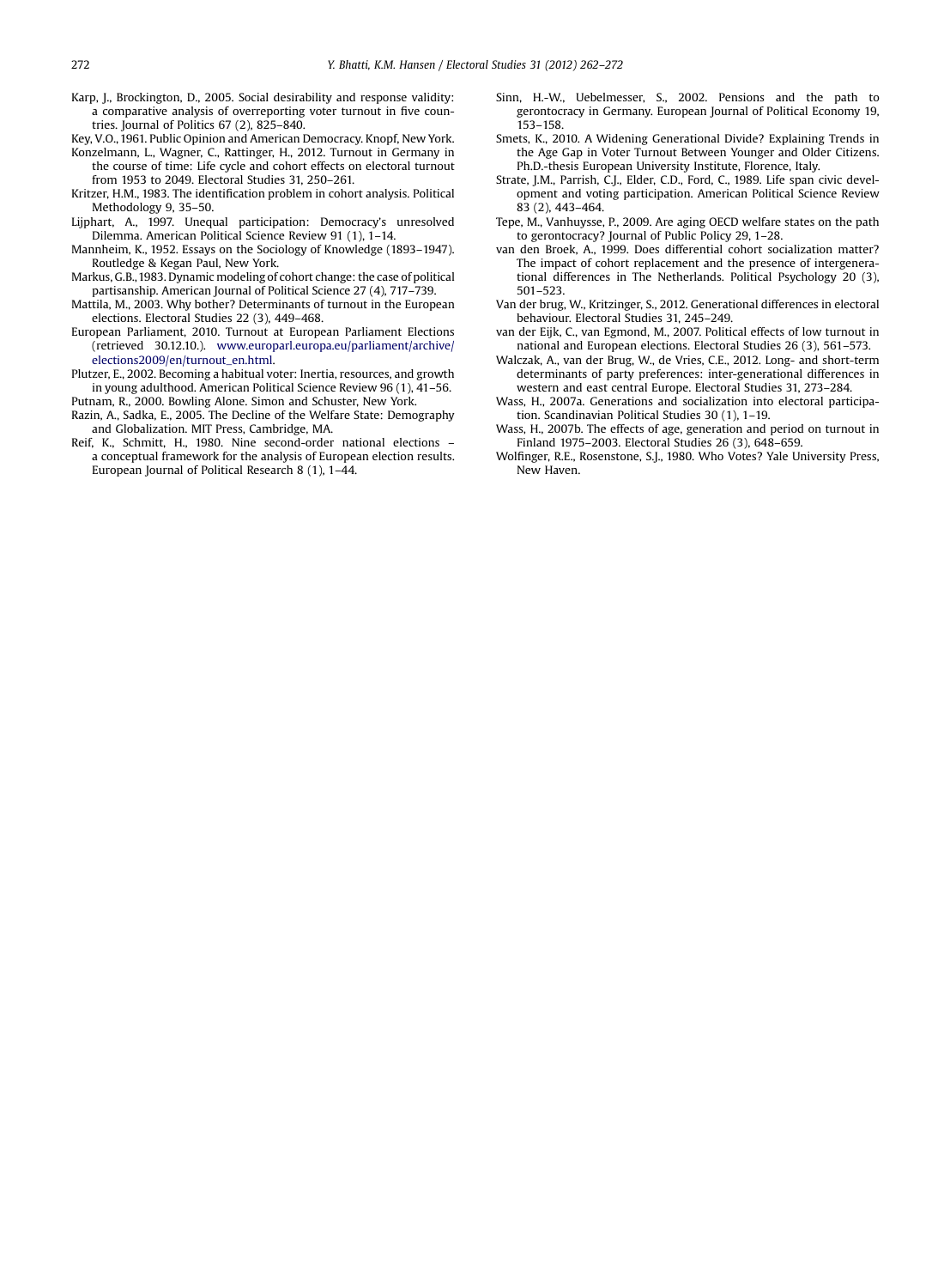Karp, J., Brockington, D., 2005. Social desirability and response validity: a comparative analysis of overreporting voter turnout in five countries. Journal of Politics 67 (2), 825–840.

Key, V.O., 1961. Public Opinion and American Democracy. Knopf, New York.

Konzelmann, L., Wagner, C., Rattinger, H., 2012. Turnout in Germany in the course of time: Life cycle and cohort effects on electoral turnout from 1953 to 2049. Electoral Studies 31, 250–261.

Kritzer, H.M., 1983. The identification problem in cohort analysis. Political Methodology 9, 35–50.

Lijphart, A., 1997. Unequal participation: Democracy's unresolved Dilemma. American Political Science Review 91 (1), 1–14.

Mannheim, K., 1952. Essays on the Sociology of Knowledge (1893–1947). Routledge & Kegan Paul, New York.

Markus, G.B., 1983. Dynamic modeling of cohort change: the case of political partisanship. American Journal of Political Science 27 (4), 717–739.

Mattila, M., 2003. Why bother? Determinants of turnout in the European elections. Electoral Studies 22 (3), 449–468.

European Parliament, 2010. Turnout at European Parliament Elections (retrieved 30.12.10.). www.europarl.europa.eu/parliament/archive/elections2009/en/turnout_en.html.

Plutzer, E., 2002. Becoming a habitual voter: Inertia, resources, and growth in young adulthood. American Political Science Review 96 (1), 41–56.

Putnam, R., 2000. Bowling Alone. Simon and Schuster, New York.

Razin, A., Sadka, E., 2005. The Decline of the Welfare State: Demography and Globalization. MIT Press, Cambridge, MA.

Reif, K., Schmitt, H., 1980. Nine second-order national elections – a conceptual framework for the analysis of European election results. European Journal of Political Research 8 (1), 1–44.

Sinn, H.-W., Uebelmesser, S., 2002. Pensions and the path to gerontocracy in Germany. European Journal of Political Economy 19, 153–158.

Smets, K., 2010. A Widening Generational Divide? Explaining Trends in the Age Gap in Voter Turnout Between Younger and Older Citizens. Ph.D.-thesis European University Institute, Florence, Italy.

Strate, J.M., Parrish, C.J., Elder, C.D., Ford, C., 1989. Life span civic development and voting participation. American Political Science Review 83 (2), 443–464.

Tepe, M., Vanhuysse, P., 2009. Are aging OECD welfare states on the path to gerontocracy? Journal of Public Policy 29, 1–28.

van den Broek, A., 1999. Does differential cohort socialization matter? The impact of cohort replacement and the presence of intergenerational differences in The Netherlands. Political Psychology 20 (3), 501–523.

Van der brug, W., Kritzinger, S., 2012. Generational differences in electoral behaviour. Electoral Studies 31, 245–249.

van der Eijk, C., van Egmond, M., 2007. Political effects of low turnout in national and European elections. Electoral Studies 26 (3), 561–573.

Walczak, A., van der Brug, W., de Vries, C.E., 2012. Long- and short-term determinants of party preferences: inter-generational differences in western and east central Europe. Electoral Studies 31, 273–284.

Wass, H., 2007a. Generations and socialization into electoral participation. Scandinavian Political Studies 30 (1), 1–19.

Wass, H., 2007b. The effects of age, generation and period on turnout in Finland 1975–2003. Electoral Studies 26 (3), 648–659.

Wolfinger, R.E., Rosenstone, S.J., 1980. Who Votes? Yale University Press, New Haven.